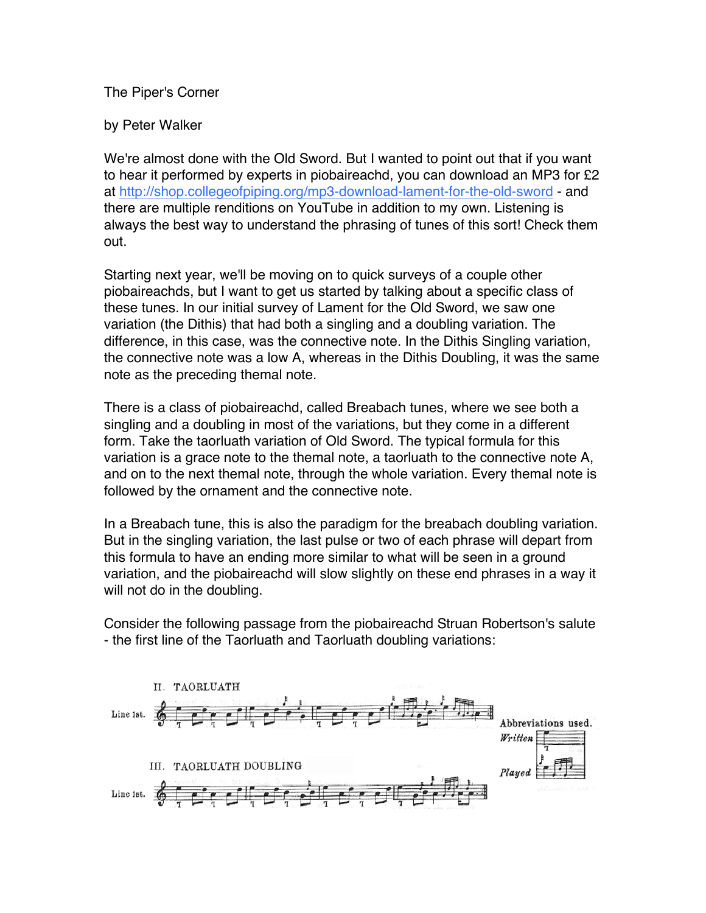The Piper's Corner

by Peter Walker

We're almost done with the Old Sword. But I wanted to point out that if you want to hear it performed by experts in piobaireachd, you can download an MP3 for £2 at http://shop.collegeofpiping.org/mp3-download-lament-for-the-old-sword - and there are multiple renditions on YouTube in addition to my own. Listening is always the best way to understand the phrasing of tunes of this sort! Check them out.

Starting next year, we'll be moving on to quick surveys of a couple other piobaireachds, but I want to get us started by talking about a specific class of these tunes. In our initial survey of Lament for the Old Sword, we saw one variation (the Dithis) that had both a singling and a doubling variation. The difference, in this case, was the connective note. In the Dithis Singling variation, the connective note was a low A, whereas in the Dithis Doubling, it was the same note as the preceding themal note.

There is a class of piobaireachd, called Breabach tunes, where we see both a singling and a doubling in most of the variations, but they come in a different form. Take the taorluath variation of Old Sword. The typical formula for this variation is a grace note to the themal note, a taorluath to the connective note A, and on to the next themal note, through the whole variation. Every themal note is followed by the ornament and the connective note.

In a Breabach tune, this is also the paradigm for the breabach doubling variation. But in the singling variation, the last pulse or two of each phrase will depart from this formula to have an ending more similar to what will be seen in a ground variation, and the piobaireachd will slow slightly on these end phrases in a way it will not do in the doubling.

Consider the following passage from the piobaireachd Struan Robertson's salute - the first line of the Taorluath and Taorluath doubling variations:

II. TAORLUATH

Line 1st.

III. TAORLUATH DOUBLING

Line 1st.

Abbreviations used.

*Written*

*Played*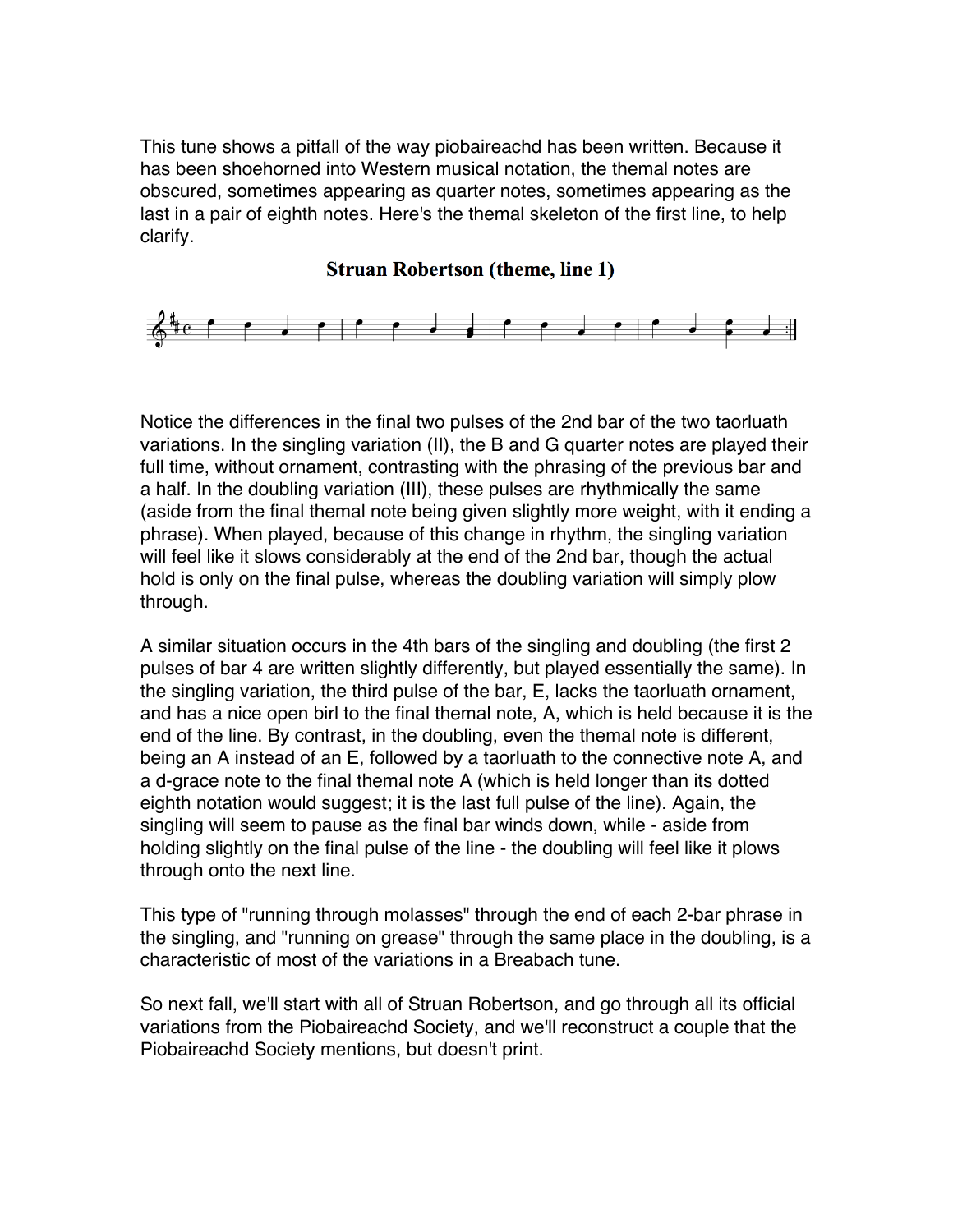This tune shows a pitfall of the way piobaireachd has been written. Because it has been shoehorned into Western musical notation, the themal notes are obscured, sometimes appearing as quarter notes, sometimes appearing as the last in a pair of eighth notes. Here's the themal skeleton of the first line, to help clarify.

**Struan Robertson (theme, line 1)**

Notice the differences in the final two pulses of the 2nd bar of the two taorluath variations. In the singling variation (II), the B and G quarter notes are played their full time, without ornament, contrasting with the phrasing of the previous bar and a half. In the doubling variation (III), these pulses are rhythmically the same (aside from the final themal note being given slightly more weight, with it ending a phrase). When played, because of this change in rhythm, the singling variation will feel like it slows considerably at the end of the 2nd bar, though the actual hold is only on the final pulse, whereas the doubling variation will simply plow through.

A similar situation occurs in the 4th bars of the singling and doubling (the first 2 pulses of bar 4 are written slightly differently, but played essentially the same). In the singling variation, the third pulse of the bar, E, lacks the taorluath ornament, and has a nice open birl to the final themal note, A, which is held because it is the end of the line. By contrast, in the doubling, even the themal note is different, being an A instead of an E, followed by a taorluath to the connective note A, and a d-grace note to the final themal note A (which is held longer than its dotted eighth notation would suggest; it is the last full pulse of the line). Again, the singling will seem to pause as the final bar winds down, while - aside from holding slightly on the final pulse of the line - the doubling will feel like it plows through onto the next line.

This type of "running through molasses" through the end of each 2-bar phrase in the singling, and "running on grease" through the same place in the doubling, is a characteristic of most of the variations in a Breabach tune.

So next fall, we'll start with all of Struan Robertson, and go through all its official variations from the Piobaireachd Society, and we'll reconstruct a couple that the Piobaireachd Society mentions, but doesn't print.